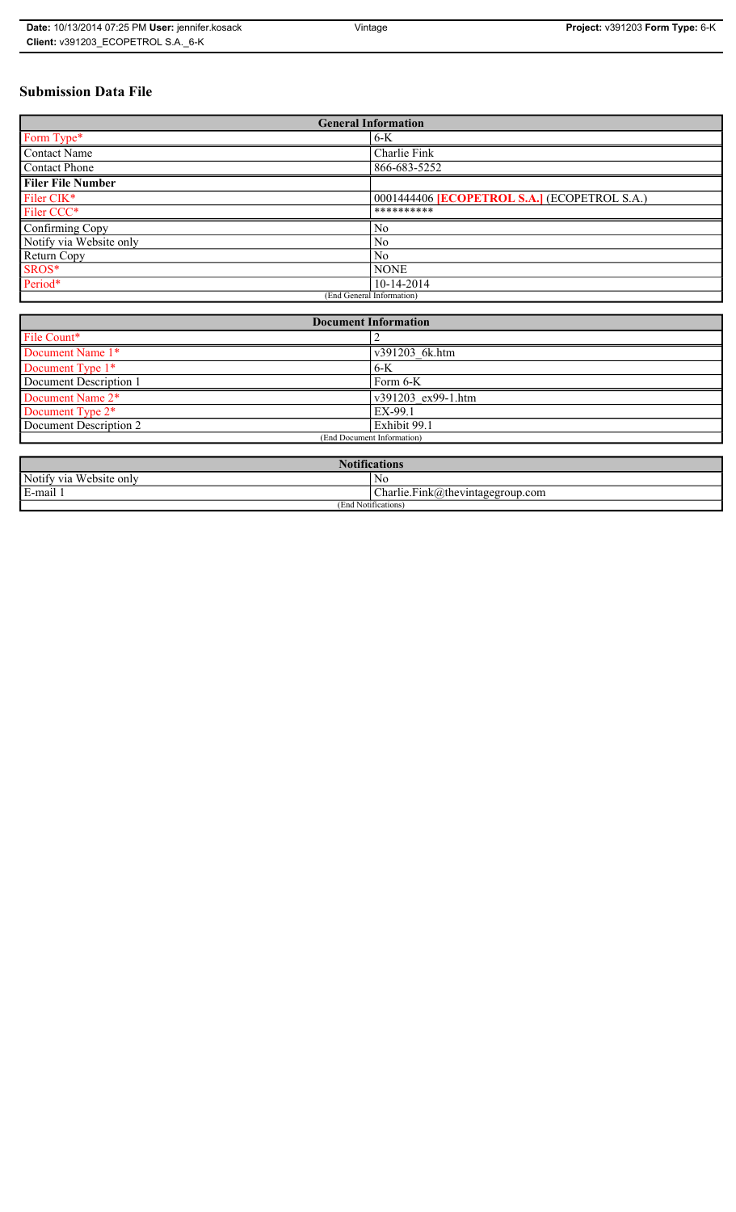# Submission Data File

| General Information | |
|---|---|
| Form Type* | 6-K |
| Contact Name | Charlie Fink |
| Contact Phone | 866-683-5252 |
| **Filer File Number** | |
| Filer CIK* | 0001444406 **[ECOPETROL S.A.]** (ECOPETROL S.A.) |
| Filer CCC* | ********** |
| Confirming Copy | No |
| Notify via Website only | No |
| Return Copy | No |
| SROS* | NONE |
| Period* | 10-14-2014 |
| (End General Information) | |

| Document Information | |
|---|---|
| File Count* | 2 |
| Document Name 1* | v391203_6k.htm |
| Document Type 1* | 6-K |
| Document Description 1 | Form 6-K |
| Document Name 2* | v391203_ex99-1.htm |
| Document Type 2* | EX-99.1 |
| Document Description 2 | Exhibit 99.1 |
| (End Document Information) | |

| Notifications | |
|---|---|
| Notify via Website only | No |
| E-mail 1 | Charlie.Fink@thevintagegroup.com |
| (End Notifications) | |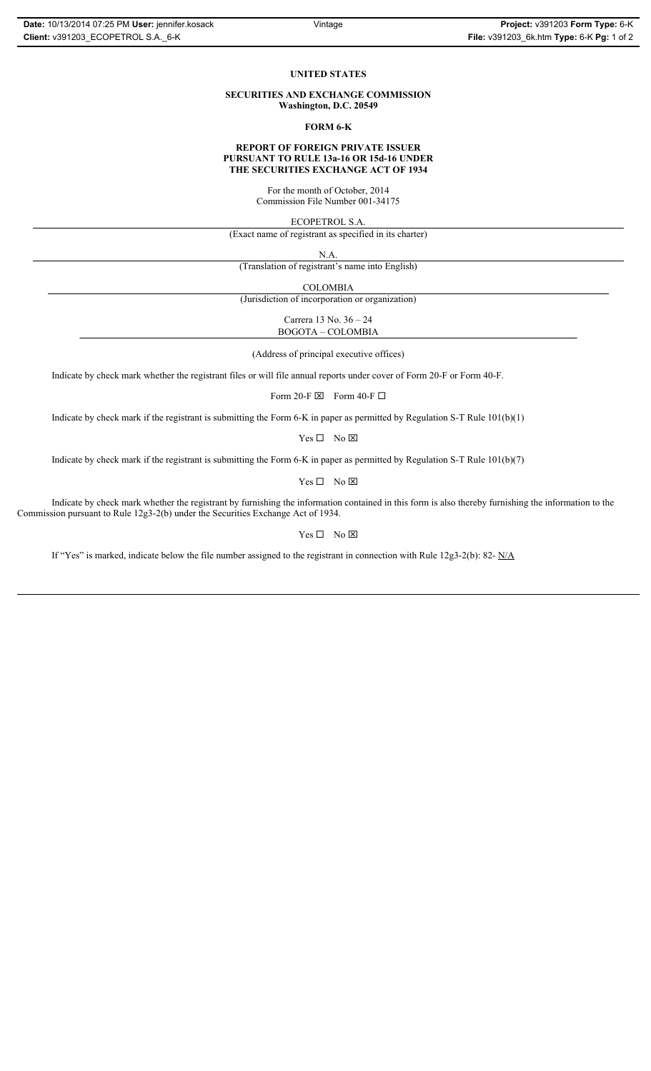**UNITED STATES**

**SECURITIES AND EXCHANGE COMMISSION**
**Washington, D.C. 20549**

**FORM 6-K**

**REPORT OF FOREIGN PRIVATE ISSUER**
**PURSUANT TO RULE 13a-16 OR 15d-16 UNDER**
**THE SECURITIES EXCHANGE ACT OF 1934**

For the month of October, 2014
Commission File Number 001-34175

ECOPETROL S.A.
(Exact name of registrant as specified in its charter)

N.A.
(Translation of registrant's name into English)

COLOMBIA
(Jurisdiction of incorporation or organization)

Carrera 13 No. 36 – 24
BOGOTA – COLOMBIA

(Address of principal executive offices)

Indicate by check mark whether the registrant files or will file annual reports under cover of Form 20-F or Form 40-F.

Form 20-F ☒ Form 40-F ☐

Indicate by check mark if the registrant is submitting the Form 6-K in paper as permitted by Regulation S-T Rule 101(b)(1)

Yes ☐ No ☒

Indicate by check mark if the registrant is submitting the Form 6-K in paper as permitted by Regulation S-T Rule 101(b)(7)

Yes ☐ No ☒

Indicate by check mark whether the registrant by furnishing the information contained in this form is also thereby furnishing the information to the Commission pursuant to Rule 12g3-2(b) under the Securities Exchange Act of 1934.

Yes ☐ No ☒

If "Yes" is marked, indicate below the file number assigned to the registrant in connection with Rule 12g3-2(b): 82- N/A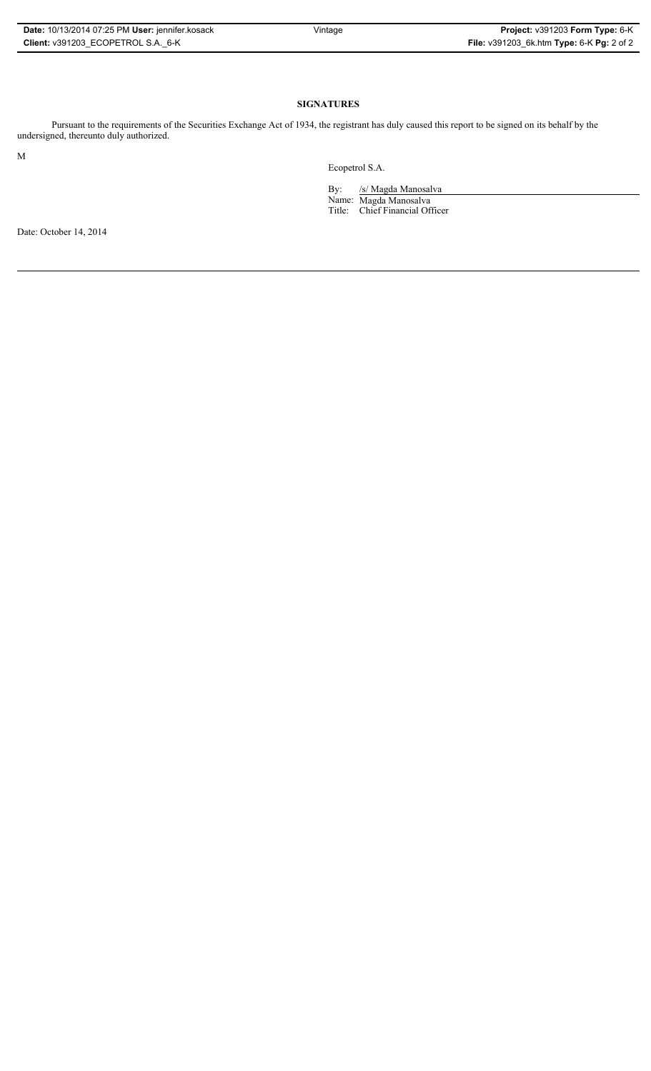# SIGNATURES

Pursuant to the requirements of the Securities Exchange Act of 1934, the registrant has duly caused this report to be signed on its behalf by the undersigned, thereunto duly authorized.

M

Ecopetrol S.A.

By: /s/ Magda Manosalva

Name: Magda Manosalva

Title: Chief Financial Officer

Date: October 14, 2014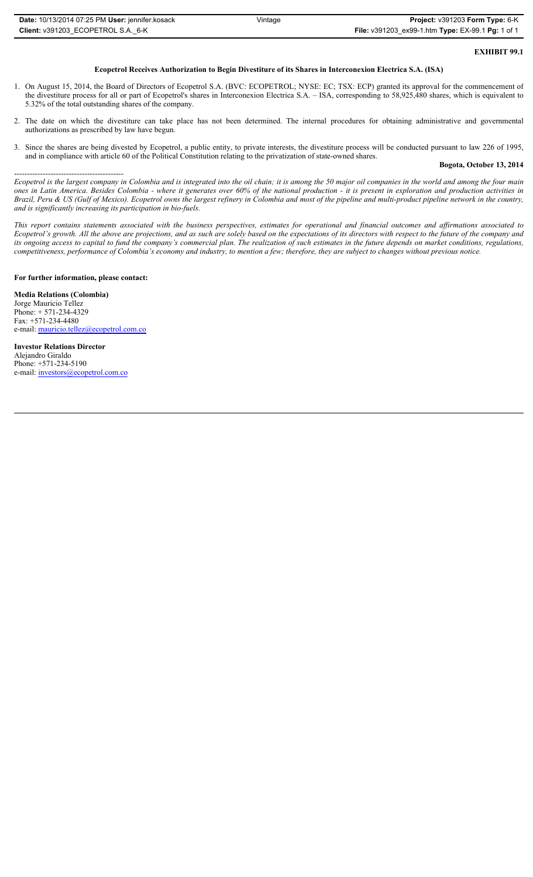**EXHIBIT 99.1**

**Ecopetrol Receives Authorization to Begin Divestiture of its Shares in Interconexion Electrica S.A. (ISA)**

1. On August 15, 2014, the Board of Directors of Ecopetrol S.A. (BVC: ECOPETROL; NYSE: EC; TSX: ECP) granted its approval for the commencement of the divestiture process for all or part of Ecopetrol's shares in Interconexion Electrica S.A. – ISA, corresponding to 58,925,480 shares, which is equivalent to 5.32% of the total outstanding shares of the company.

2. The date on which the divestiture can take place has not been determined. The internal procedures for obtaining administrative and governmental authorizations as prescribed by law have begun.

3. Since the shares are being divested by Ecopetrol, a public entity, to private interests, the divestiture process will be conducted pursuant to law 226 of 1995, and in compliance with article 60 of the Political Constitution relating to the privatization of state-owned shares.

**Bogota, October 13, 2014**

-----------------------------------------

*Ecopetrol is the largest company in Colombia and is integrated into the oil chain; it is among the 50 major oil companies in the world and among the four main ones in Latin America. Besides Colombia - where it generates over 60% of the national production - it is present in exploration and production activities in Brazil, Peru & US (Gulf of Mexico). Ecopetrol owns the largest refinery in Colombia and most of the pipeline and multi-product pipeline network in the country, and is significantly increasing its participation in bio-fuels.*

*This report contains statements associated with the business perspectives, estimates for operational and financial outcomes and affirmations associated to Ecopetrol's growth. All the above are projections, and as such are solely based on the expectations of its directors with respect to the future of the company and its ongoing access to capital to fund the company's commercial plan. The realization of such estimates in the future depends on market conditions, regulations, competitiveness, performance of Colombia's economy and industry, to mention a few; therefore, they are subject to changes without previous notice.*

**For further information, please contact:**

**Media Relations (Colombia)**
Jorge Mauricio Tellez
Phone: + 571-234-4329
Fax: +571-234-4480
e-mail: mauricio.tellez@ecopetrol.com.co

**Investor Relations Director**
Alejandro Giraldo
Phone: +571-234-5190
e-mail: investors@ecopetrol.com.co